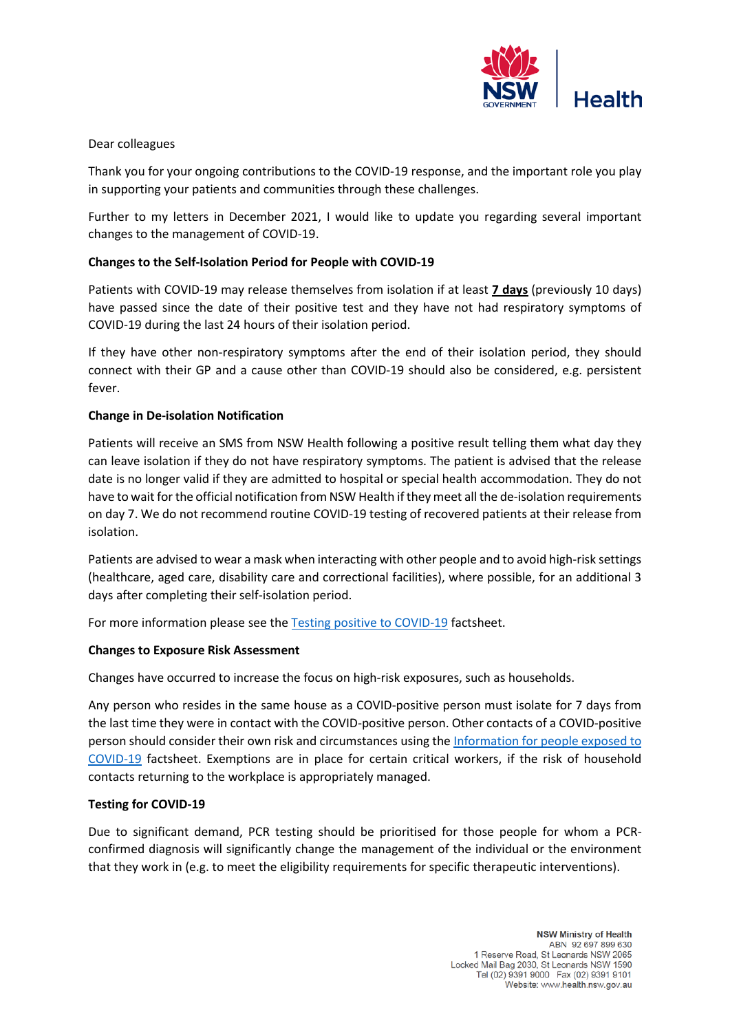Dear colleagues

Thank you for your ongoing contributions to the COVID-19 response, and the important role you play in supporting your patients and communities through these challenges.

Further to my letters in December 2021, I would like to update you regarding several important changes to the management of COVID-19.

**Changes to the Self-Isolation Period for People with COVID-19**

Patients with COVID-19 may release themselves from isolation if at least **7 days** (previously 10 days) have passed since the date of their positive test and they have not had respiratory symptoms of COVID-19 during the last 24 hours of their isolation period.

If they have other non-respiratory symptoms after the end of their isolation period, they should connect with their GP and a cause other than COVID-19 should also be considered, e.g. persistent fever.

**Change in De-isolation Notification**

Patients will receive an SMS from NSW Health following a positive result telling them what day they can leave isolation if they do not have respiratory symptoms. The patient is advised that the release date is no longer valid if they are admitted to hospital or special health accommodation. They do not have to wait for the official notification from NSW Health if they meet all the de-isolation requirements on day 7. We do not recommend routine COVID-19 testing of recovered patients at their release from isolation.

Patients are advised to wear a mask when interacting with other people and to avoid high-risk settings (healthcare, aged care, disability care and correctional facilities), where possible, for an additional 3 days after completing their self-isolation period.

For more information please see the [Testing positive to COVID-19] factsheet.

**Changes to Exposure Risk Assessment**

Changes have occurred to increase the focus on high-risk exposures, such as households.

Any person who resides in the same house as a COVID-positive person must isolate for 7 days from the last time they were in contact with the COVID-positive person. Other contacts of a COVID-positive person should consider their own risk and circumstances using the [Information for people exposed to COVID-19] factsheet. Exemptions are in place for certain critical workers, if the risk of household contacts returning to the workplace is appropriately managed.

**Testing for COVID-19**

Due to significant demand, PCR testing should be prioritised for those people for whom a PCR-confirmed diagnosis will significantly change the management of the individual or the environment that they work in (e.g. to meet the eligibility requirements for specific therapeutic interventions).

NSW Ministry of Health
ABN 92 697 899 630
1 Reserve Road, St Leonards NSW 2065
Locked Mail Bag 2030, St Leonards NSW 1590
Tel (02) 9391 9000 Fax (02) 9391 9101
Website: www.health.nsw.gov.au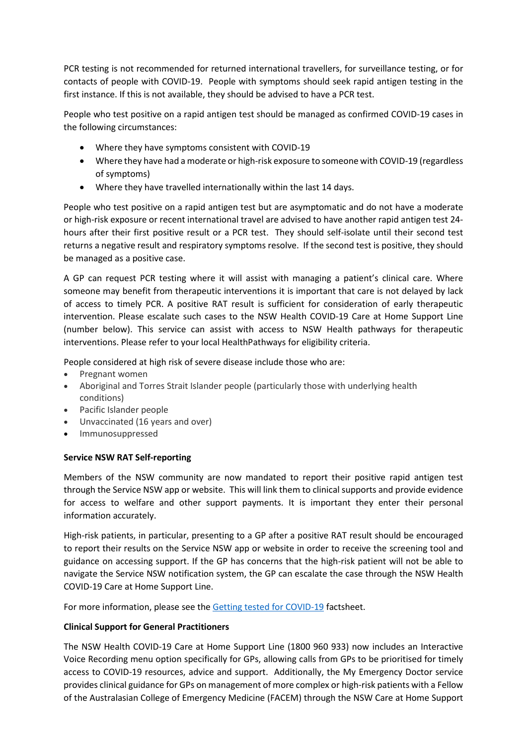PCR testing is not recommended for returned international travellers, for surveillance testing, or for contacts of people with COVID-19. People with symptoms should seek rapid antigen testing in the first instance. If this is not available, they should be advised to have a PCR test.

People who test positive on a rapid antigen test should be managed as confirmed COVID-19 cases in the following circumstances:

- Where they have symptoms consistent with COVID-19
- Where they have had a moderate or high-risk exposure to someone with COVID-19 (regardless of symptoms)
- Where they have travelled internationally within the last 14 days.

People who test positive on a rapid antigen test but are asymptomatic and do not have a moderate or high-risk exposure or recent international travel are advised to have another rapid antigen test 24-hours after their first positive result or a PCR test. They should self-isolate until their second test returns a negative result and respiratory symptoms resolve. If the second test is positive, they should be managed as a positive case.

A GP can request PCR testing where it will assist with managing a patient's clinical care. Where someone may benefit from therapeutic interventions it is important that care is not delayed by lack of access to timely PCR. A positive RAT result is sufficient for consideration of early therapeutic intervention. Please escalate such cases to the NSW Health COVID-19 Care at Home Support Line (number below). This service can assist with access to NSW Health pathways for therapeutic interventions. Please refer to your local HealthPathways for eligibility criteria.

People considered at high risk of severe disease include those who are:

- Pregnant women
- Aboriginal and Torres Strait Islander people (particularly those with underlying health conditions)
- Pacific Islander people
- Unvaccinated (16 years and over)
- Immunosuppressed

**Service NSW RAT Self-reporting**

Members of the NSW community are now mandated to report their positive rapid antigen test through the Service NSW app or website. This will link them to clinical supports and provide evidence for access to welfare and other support payments. It is important they enter their personal information accurately.

High-risk patients, in particular, presenting to a GP after a positive RAT result should be encouraged to report their results on the Service NSW app or website in order to receive the screening tool and guidance on accessing support. If the GP has concerns that the high-risk patient will not be able to navigate the Service NSW notification system, the GP can escalate the case through the NSW Health COVID-19 Care at Home Support Line.

For more information, please see the [Getting tested for COVID-19] factsheet.

**Clinical Support for General Practitioners**

The NSW Health COVID-19 Care at Home Support Line (1800 960 933) now includes an Interactive Voice Recording menu option specifically for GPs, allowing calls from GPs to be prioritised for timely access to COVID-19 resources, advice and support. Additionally, the My Emergency Doctor service provides clinical guidance for GPs on management of more complex or high-risk patients with a Fellow of the Australasian College of Emergency Medicine (FACEM) through the NSW Care at Home Support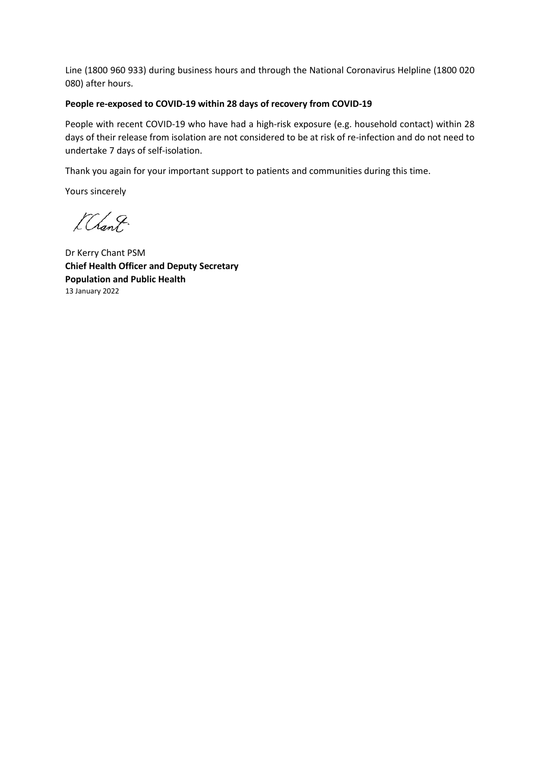Line (1800 960 933) during business hours and through the National Coronavirus Helpline (1800 020 080) after hours.

**People re-exposed to COVID-19 within 28 days of recovery from COVID-19**

People with recent COVID-19 who have had a high-risk exposure (e.g. household contact) within 28 days of their release from isolation are not considered to be at risk of re-infection and do not need to undertake 7 days of self-isolation.

Thank you again for your important support to patients and communities during this time.

Yours sincerely

Dr Kerry Chant PSM
**Chief Health Officer and Deputy Secretary**
**Population and Public Health**
13 January 2022